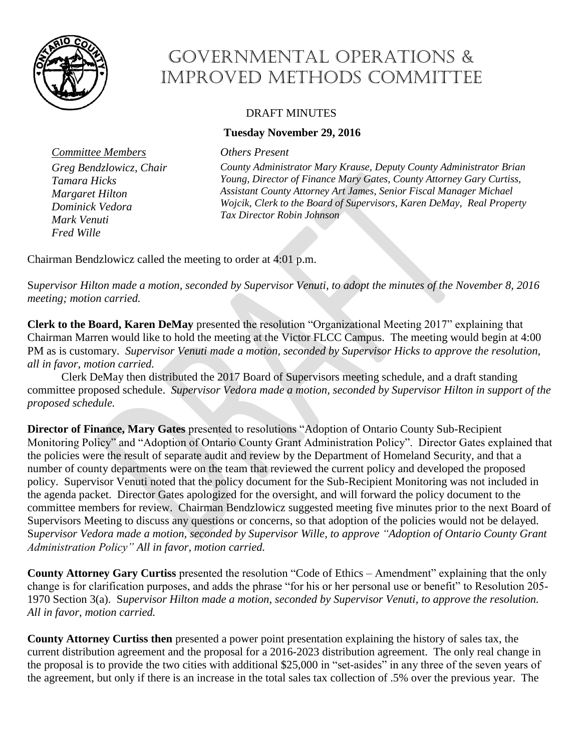# Governmental Operations & Improved Methods Committee

DRAFT MINUTES

**Tuesday November 29, 2016**

*Committee Members*

*Greg Bendzlowicz, Chair*
*Tamara Hicks*
*Margaret Hilton*
*Dominick Vedora*
*Mark Venuti*
*Fred Wille*

*Others Present*

*County Administrator Mary Krause, Deputy County Administrator Brian Young, Director of Finance Mary Gates, County Attorney Gary Curtiss, Assistant County Attorney Art James, Senior Fiscal Manager Michael Wojcik, Clerk to the Board of Supervisors, Karen DeMay, Real Property Tax Director Robin Johnson*

Chairman Bendzlowicz called the meeting to order at 4:01 p.m.

*Supervisor Hilton made a motion, seconded by Supervisor Venuti, to adopt the minutes of the November 8, 2016 meeting; motion carried.*

**Clerk to the Board, Karen DeMay** presented the resolution "Organizational Meeting 2017" explaining that Chairman Marren would like to hold the meeting at the Victor FLCC Campus. The meeting would begin at 4:00 PM as is customary. *Supervisor Venuti made a motion, seconded by Supervisor Hicks to approve the resolution, all in favor, motion carried.*

Clerk DeMay then distributed the 2017 Board of Supervisors meeting schedule, and a draft standing committee proposed schedule. *Supervisor Vedora made a motion, seconded by Supervisor Hilton in support of the proposed schedule.*

**Director of Finance, Mary Gates** presented to resolutions "Adoption of Ontario County Sub-Recipient Monitoring Policy" and "Adoption of Ontario County Grant Administration Policy". Director Gates explained that the policies were the result of separate audit and review by the Department of Homeland Security, and that a number of county departments were on the team that reviewed the current policy and developed the proposed policy. Supervisor Venuti noted that the policy document for the Sub-Recipient Monitoring was not included in the agenda packet. Director Gates apologized for the oversight, and will forward the policy document to the committee members for review. Chairman Bendzlowicz suggested meeting five minutes prior to the next Board of Supervisors Meeting to discuss any questions or concerns, so that adoption of the policies would not be delayed. *Supervisor Vedora made a motion, seconded by Supervisor Wille, to approve "Adoption of Ontario County Grant Administration Policy" All in favor, motion carried.*

**County Attorney Gary Curtiss** presented the resolution "Code of Ethics – Amendment" explaining that the only change is for clarification purposes, and adds the phrase "for his or her personal use or benefit" to Resolution 205-1970 Section 3(a). *Supervisor Hilton made a motion, seconded by Supervisor Venuti, to approve the resolution. All in favor, motion carried.*

**County Attorney Curtiss then** presented a power point presentation explaining the history of sales tax, the current distribution agreement and the proposal for a 2016-2023 distribution agreement. The only real change in the proposal is to provide the two cities with additional $25,000 in "set-asides" in any three of the seven years of the agreement, but only if there is an increase in the total sales tax collection of .5% over the previous year. The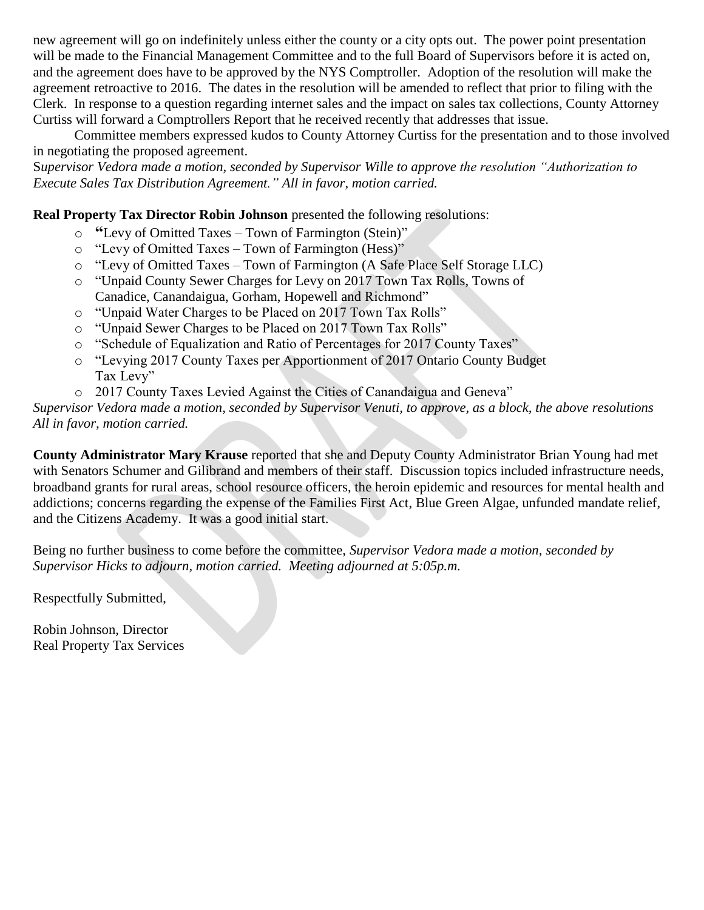new agreement will go on indefinitely unless either the county or a city opts out. The power point presentation will be made to the Financial Management Committee and to the full Board of Supervisors before it is acted on, and the agreement does have to be approved by the NYS Comptroller. Adoption of the resolution will make the agreement retroactive to 2016. The dates in the resolution will be amended to reflect that prior to filing with the Clerk. In response to a question regarding internet sales and the impact on sales tax collections, County Attorney Curtiss will forward a Comptrollers Report that he received recently that addresses that issue.

Committee members expressed kudos to County Attorney Curtiss for the presentation and to those involved in negotiating the proposed agreement.

*Supervisor Vedora made a motion, seconded by Supervisor Wille to approve the resolution "Authorization to Execute Sales Tax Distribution Agreement." All in favor, motion carried.*

**Real Property Tax Director Robin Johnson** presented the following resolutions:

- **"**Levy of Omitted Taxes – Town of Farmington (Stein)"
- "Levy of Omitted Taxes – Town of Farmington (Hess)"
- "Levy of Omitted Taxes – Town of Farmington (A Safe Place Self Storage LLC)
- "Unpaid County Sewer Charges for Levy on 2017 Town Tax Rolls, Towns of Canadice, Canandaigua, Gorham, Hopewell and Richmond"
- "Unpaid Water Charges to be Placed on 2017 Town Tax Rolls"
- "Unpaid Sewer Charges to be Placed on 2017 Town Tax Rolls"
- "Schedule of Equalization and Ratio of Percentages for 2017 County Taxes"
- "Levying 2017 County Taxes per Apportionment of 2017 Ontario County Budget Tax Levy"
- 2017 County Taxes Levied Against the Cities of Canandaigua and Geneva"

*Supervisor Vedora made a motion, seconded by Supervisor Venuti, to approve, as a block, the above resolutions All in favor, motion carried.*

**County Administrator Mary Krause** reported that she and Deputy County Administrator Brian Young had met with Senators Schumer and Gilibrand and members of their staff. Discussion topics included infrastructure needs, broadband grants for rural areas, school resource officers, the heroin epidemic and resources for mental health and addictions; concerns regarding the expense of the Families First Act, Blue Green Algae, unfunded mandate relief, and the Citizens Academy. It was a good initial start.

Being no further business to come before the committee, *Supervisor Vedora made a motion, seconded by Supervisor Hicks to adjourn, motion carried. Meeting adjourned at 5:05p.m.*

Respectfully Submitted,

Robin Johnson, Director
Real Property Tax Services